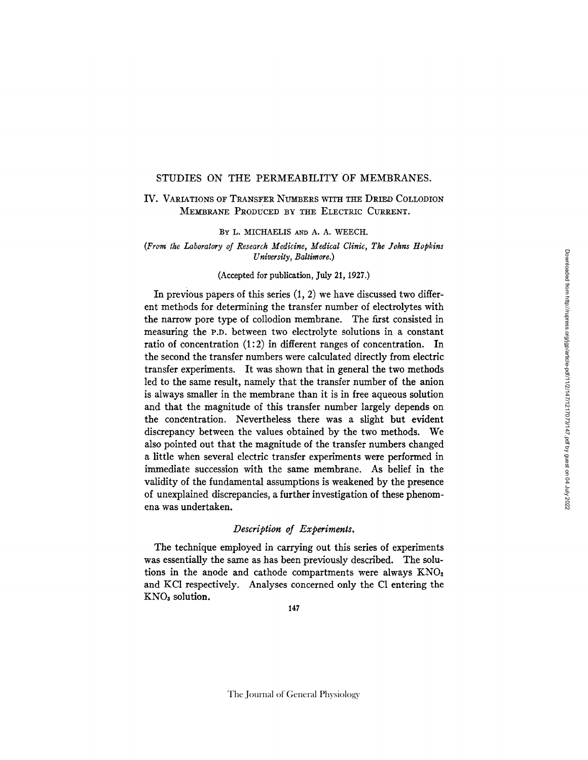# STUDIES ON THE PERMEABILITY OF MEMBRANES.

## IV. Variations of Transfer Numbers with the Dried Collodion Membrane Produced by the Electric Current.

By L. MICHAELIS and A. A. WEECH.

*(From the Laboratory of Research Medicine, Medical Clinic, The Johns Hopkins University, Baltimore.)*

(Accepted for publication, July 21, 1927.)

In previous papers of this series (1, 2) we have discussed two different methods for determining the transfer number of electrolytes with the narrow pore type of collodion membrane. The first consisted in measuring the P.D. between two electrolyte solutions in a constant ratio of concentration (1:2) in different ranges of concentration. In the second the transfer numbers were calculated directly from electric transfer experiments. It was shown that in general the two methods led to the same result, namely that the transfer number of the anion is always smaller in the membrane than it is in free aqueous solution and that the magnitude of this transfer number largely depends on the concentration. Nevertheless there was a slight but evident discrepancy between the values obtained by the two methods. We also pointed out that the magnitude of the transfer numbers changed a little when several electric transfer experiments were performed in immediate succession with the same membrane. As belief in the validity of the fundamental assumptions is weakened by the presence of unexplained discrepancies, a further investigation of these phenomena was undertaken.

### *Description of Experiments.*

The technique employed in carrying out this series of experiments was essentially the same as has been previously described. The solutions in the anode and cathode compartments were always $KNO_3$ and KCl respectively. Analyses concerned only the Cl entering the $KNO_3$ solution.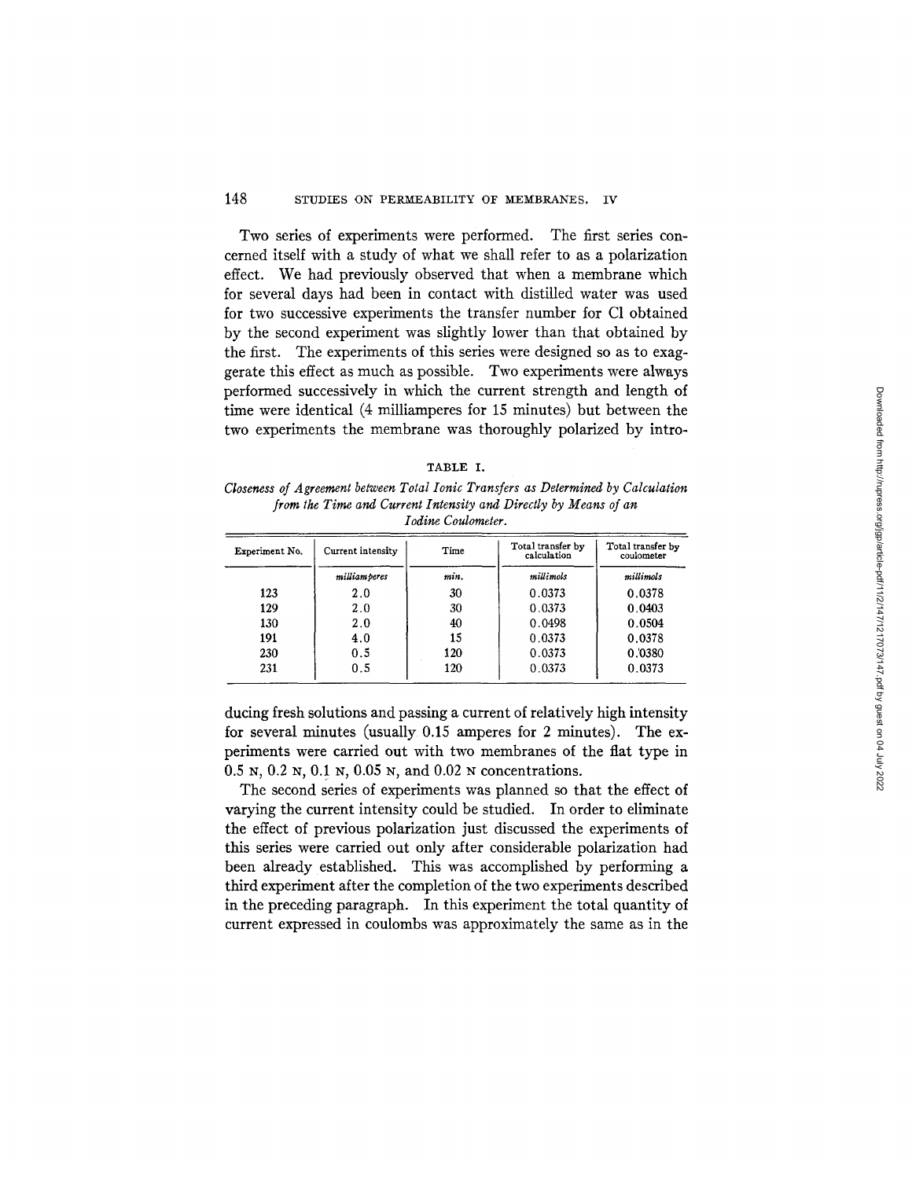Two series of experiments were performed. The first series concerned itself with a study of what we shall refer to as a polarization effect. We had previously observed that when a membrane which for several days had been in contact with distilled water was used for two successive experiments the transfer number for Cl obtained by the second experiment was slightly lower than that obtained by the first. The experiments of this series were designed so as to exaggerate this effect as much as possible. Two experiments were always performed successively in which the current strength and length of time were identical (4 milliamperes for 15 minutes) but between the two experiments the membrane was thoroughly polarized by introducing fresh solutions and passing a current of relatively high intensity for several minutes (usually 0.15 amperes for 2 minutes). The experiments were carried out with two membranes of the flat type in 0.5 N, 0.2 N, 0.1 N, 0.05 N, and 0.02 N concentrations.

TABLE I.

*Closeness of Agreement between Total Ionic Transfers as Determined by Calculation from the Time and Current Intensity and Directly by Means of an Iodine Coulometer.*

| Experiment No. | Current intensity | Time | Total transfer by calculation | Total transfer by coulometer |
|---|---|---|---|---|
| | *milliamperes* | *min.* | *millimols* | *millimols* |
| 123 | 2.0 | 30 | 0.0373 | 0.0378 |
| 129 | 2.0 | 30 | 0.0373 | 0.0403 |
| 130 | 2.0 | 40 | 0.0498 | 0.0504 |
| 191 | 4.0 | 15 | 0.0373 | 0.0378 |
| 230 | 0.5 | 120 | 0.0373 | 0.0380 |
| 231 | 0.5 | 120 | 0.0373 | 0.0373 |

The second series of experiments was planned so that the effect of varying the current intensity could be studied. In order to eliminate the effect of previous polarization just discussed the experiments of this series were carried out only after considerable polarization had been already established. This was accomplished by performing a third experiment after the completion of the two experiments described in the preceding paragraph. In this experiment the total quantity of current expressed in coulombs was approximately the same as in the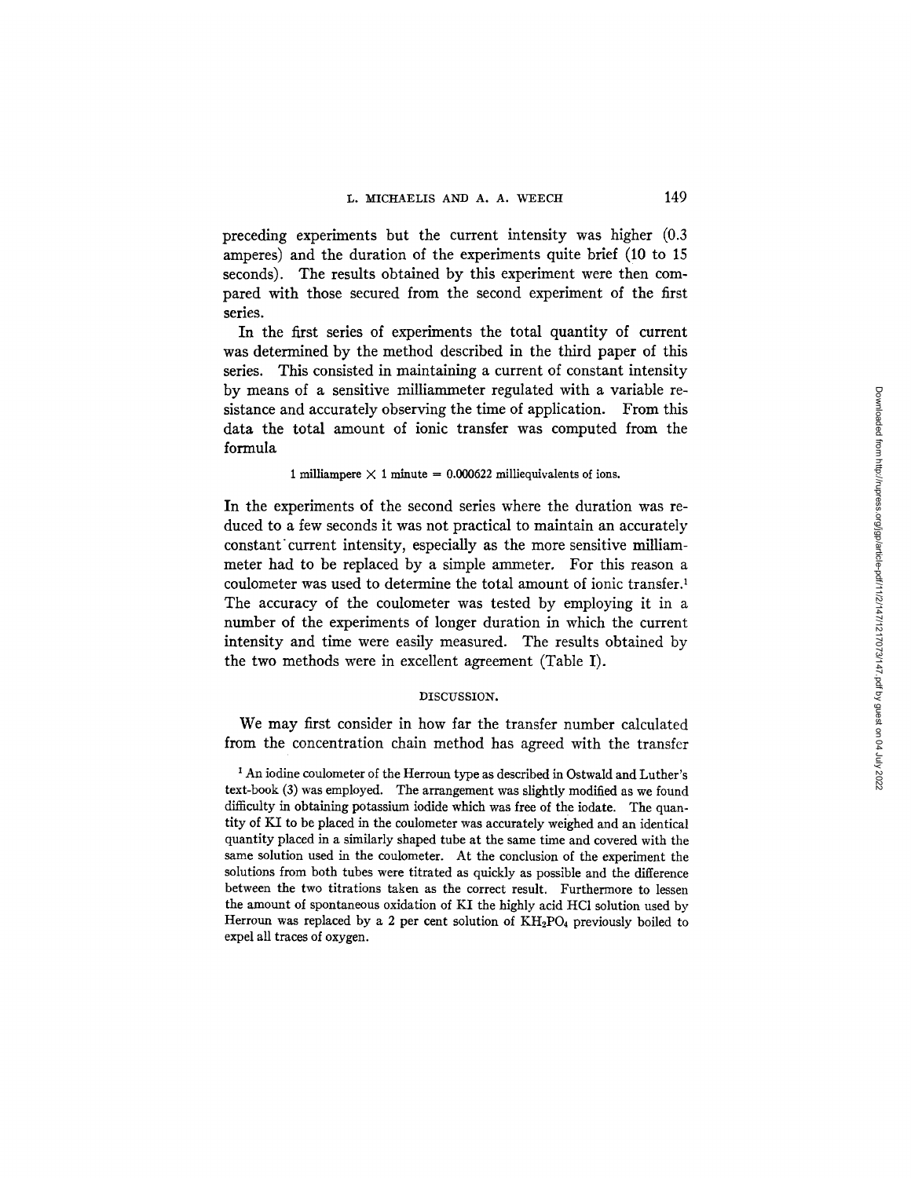preceding experiments but the current intensity was higher (0.3 amperes) and the duration of the experiments quite brief (10 to 15 seconds). The results obtained by this experiment were then compared with those secured from the second experiment of the first series.

In the first series of experiments the total quantity of current was determined by the method described in the third paper of this series. This consisted in maintaining a current of constant intensity by means of a sensitive milliammeter regulated with a variable resistance and accurately observing the time of application. From this data the total amount of ionic transfer was computed from the formula

$$1 \text{ milliampere} \times 1 \text{ minute} = 0.000622 \text{ milliequivalents of ions.}$$

In the experiments of the second series where the duration was reduced to a few seconds it was not practical to maintain an accurately constant current intensity, especially as the more sensitive milliammeter had to be replaced by a simple ammeter. For this reason a coulometer was used to determine the total amount of ionic transfer.[1] The accuracy of the coulometer was tested by employing it in a number of the experiments of longer duration in which the current intensity and time were easily measured. The results obtained by the two methods were in excellent agreement (Table I).

## DISCUSSION.

We may first consider in how far the transfer number calculated from the concentration chain method has agreed with the transfer

[1] An iodine coulometer of the Herroun type as described in Ostwald and Luther's text-book (3) was employed. The arrangement was slightly modified as we found difficulty in obtaining potassium iodide which was free of the iodate. The quantity of KI to be placed in the coulometer was accurately weighed and an identical quantity placed in a similarly shaped tube at the same time and covered with the same solution used in the coulometer. At the conclusion of the experiment the solutions from both tubes were titrated as quickly as possible and the difference between the two titrations taken as the correct result. Furthermore to lessen the amount of spontaneous oxidation of KI the highly acid HCl solution used by Herroun was replaced by a 2 per cent solution of $KH_2PO_4$ previously boiled to expel all traces of oxygen.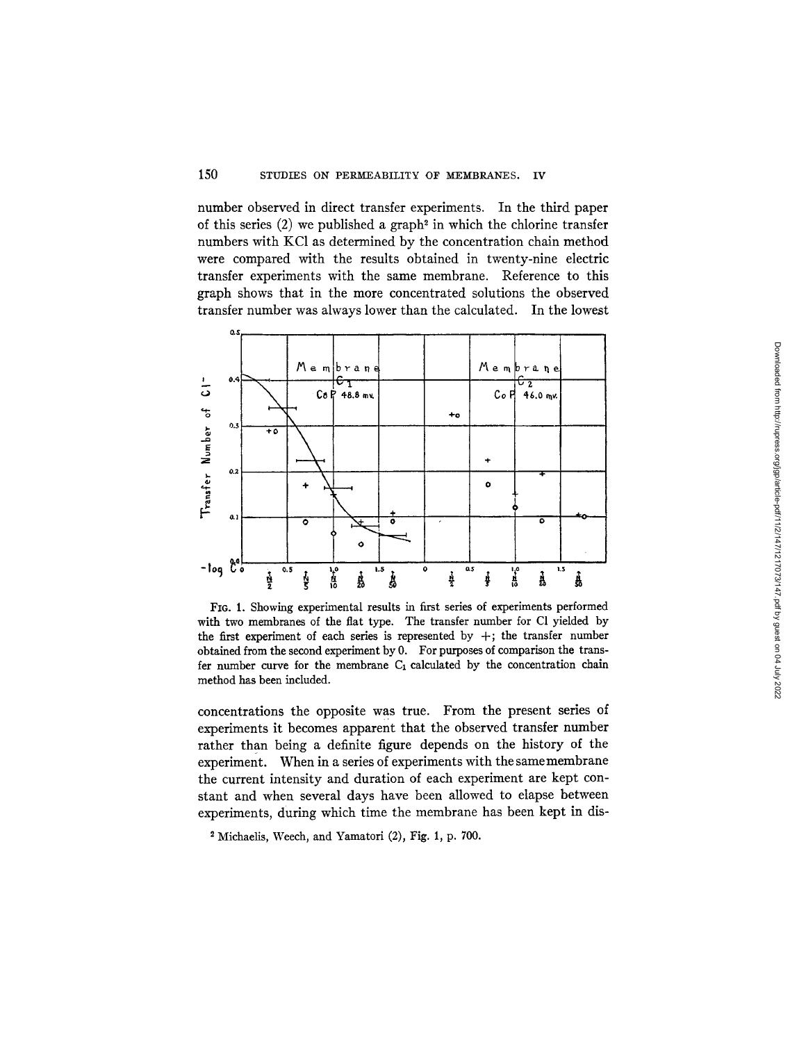number observed in direct transfer experiments. In the third paper of this series (2) we published a graph[2] in which the chlorine transfer numbers with KCl as determined by the concentration chain method were compared with the results obtained in twenty-nine electric transfer experiments with the same membrane. Reference to this graph shows that in the more concentrated solutions the observed transfer number was always lower than the calculated. In the lowest

FIG. 1. Showing experimental results in first series of experiments performed with two membranes of the flat type. The transfer number for Cl yielded by the first experiment of each series is represented by +; the transfer number obtained from the second experiment by 0. For purposes of comparison the transfer number curve for the membrane $C_1$ calculated by the concentration chain method has been included.

concentrations the opposite was true. From the present series of experiments it becomes apparent that the observed transfer number rather than being a definite figure depends on the history of the experiment. When in a series of experiments with the same membrane the current intensity and duration of each experiment are kept constant and when several days have been allowed to elapse between experiments, during which time the membrane has been kept in dis-

[2] Michaelis, Weech, and Yamatori (2), Fig. 1, p. 700.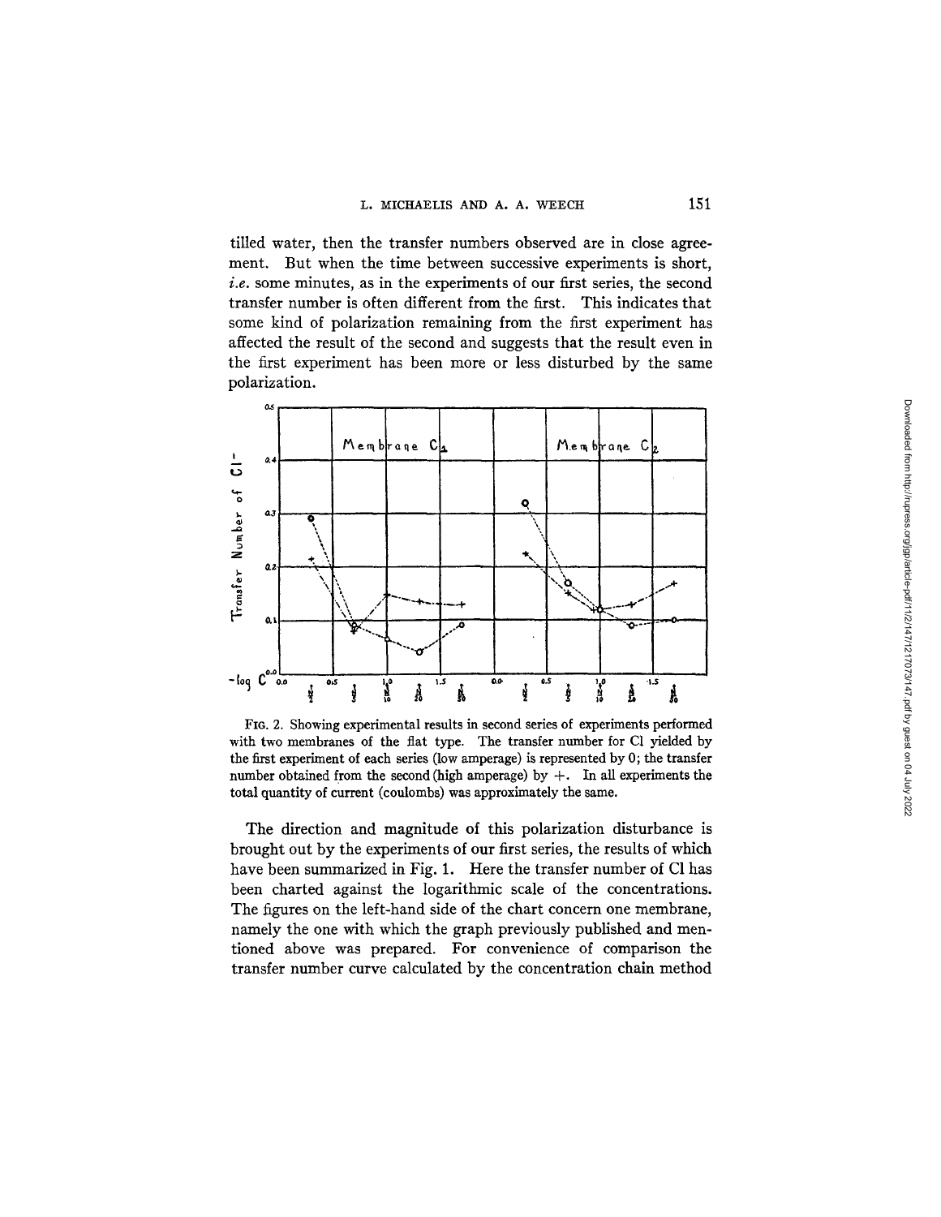tilled water, then the transfer numbers observed are in close agreement. But when the time between successive experiments is short, *i.e.* some minutes, as in the experiments of our first series, the second transfer number is often different from the first. This indicates that some kind of polarization remaining from the first experiment has affected the result of the second and suggests that the result even in the first experiment has been more or less disturbed by the same polarization.

FIG. 2. Showing experimental results in second series of experiments performed with two membranes of the flat type. The transfer number for Cl yielded by the first experiment of each series (low amperage) is represented by 0; the transfer number obtained from the second (high amperage) by +. In all experiments the total quantity of current (coulombs) was approximately the same.

The direction and magnitude of this polarization disturbance is brought out by the experiments of our first series, the results of which have been summarized in Fig. 1. Here the transfer number of Cl has been charted against the logarithmic scale of the concentrations. The figures on the left-hand side of the chart concern one membrane, namely the one with which the graph previously published and mentioned above was prepared. For convenience of comparison the transfer number curve calculated by the concentration chain method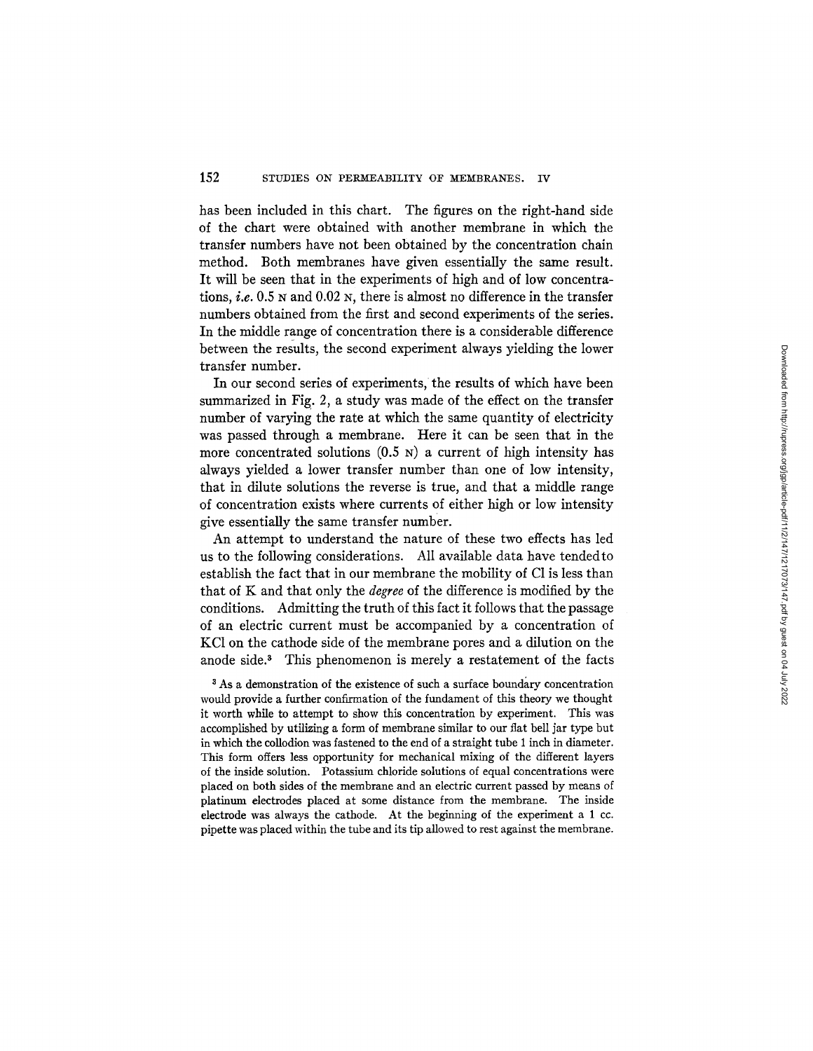has been included in this chart. The figures on the right-hand side of the chart were obtained with another membrane in which the transfer numbers have not been obtained by the concentration chain method. Both membranes have given essentially the same result. It will be seen that in the experiments of high and of low concentrations, *i.e.* 0.5 N and 0.02 N, there is almost no difference in the transfer numbers obtained from the first and second experiments of the series. In the middle range of concentration there is a considerable difference between the results, the second experiment always yielding the lower transfer number.

In our second series of experiments, the results of which have been summarized in Fig. 2, a study was made of the effect on the transfer number of varying the rate at which the same quantity of electricity was passed through a membrane. Here it can be seen that in the more concentrated solutions (0.5 N) a current of high intensity has always yielded a lower transfer number than one of low intensity, that in dilute solutions the reverse is true, and that a middle range of concentration exists where currents of either high or low intensity give essentially the same transfer number.

An attempt to understand the nature of these two effects has led us to the following considerations. All available data have tended to establish the fact that in our membrane the mobility of Cl is less than that of K and that only the *degree* of the difference is modified by the conditions. Admitting the truth of this fact it follows that the passage of an electric current must be accompanied by a concentration of KCl on the cathode side of the membrane pores and a dilution on the anode side.[3] This phenomenon is merely a restatement of the facts

[3] As a demonstration of the existence of such a surface boundary concentration would provide a further confirmation of the fundament of this theory we thought it worth while to attempt to show this concentration by experiment. This was accomplished by utilizing a form of membrane similar to our flat bell jar type but in which the collodion was fastened to the end of a straight tube 1 inch in diameter. This form offers less opportunity for mechanical mixing of the different layers of the inside solution. Potassium chloride solutions of equal concentrations were placed on both sides of the membrane and an electric current passed by means of platinum electrodes placed at some distance from the membrane. The inside electrode was always the cathode. At the beginning of the experiment a 1 cc. pipette was placed within the tube and its tip allowed to rest against the membrane.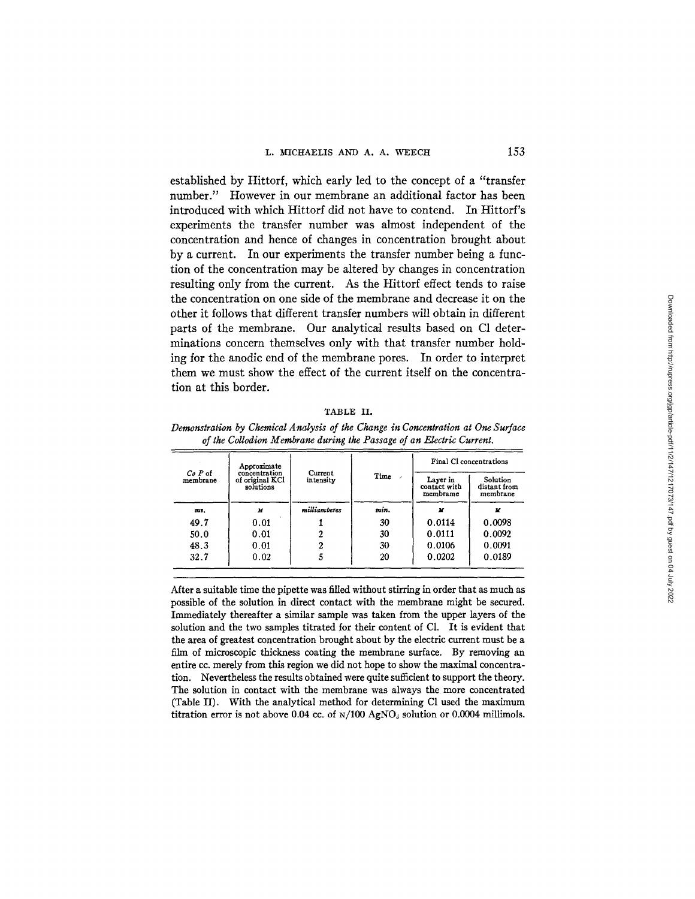established by Hittorf, which early led to the concept of a "transfer number." However in our membrane an additional factor has been introduced with which Hittorf did not have to contend. In Hittorf's experiments the transfer number was almost independent of the concentration and hence of changes in concentration brought about by a current. In our experiments the transfer number being a function of the concentration may be altered by changes in concentration resulting only from the current. As the Hittorf effect tends to raise the concentration on one side of the membrane and decrease it on the other it follows that different transfer numbers will obtain in different parts of the membrane. Our analytical results based on Cl determinations concern themselves only with that transfer number holding for the anodic end of the membrane pores. In order to interpret them we must show the effect of the current itself on the concentration at this border.

TABLE II.

*Demonstration by Chemical Analysis of the Change in Concentration at One Surface of the Collodion Membrane during the Passage of an Electric Current.*

| *Co P* of membrane | Approximate concentration of original KCl solutions | Current intensity | Time | Final Cl concentrations | |
|---|---|---|---|---|---|
| | | | | Layer in contact with membrane | Solution distant from membrane |
| *mv.* | *M* | *milliamperes* | *min.* | *M* | *M* |
| 49.7 | 0.01 | 1 | 30 | 0.0114 | 0.0098 |
| 50.0 | 0.01 | 2 | 30 | 0.0111 | 0.0092 |
| 48.3 | 0.01 | 2 | 30 | 0.0106 | 0.0091 |
| 32.7 | 0.02 | 5 | 20 | 0.0202 | 0.0189 |

After a suitable time the pipette was filled without stirring in order that as much as possible of the solution in direct contact with the membrane might be secured. Immediately thereafter a similar sample was taken from the upper layers of the solution and the two samples titrated for their content of Cl. It is evident that the area of greatest concentration brought about by the electric current must be a film of microscopic thickness coating the membrane surface. By removing an entire cc. merely from this region we did not hope to show the maximal concentration. Nevertheless the results obtained were quite sufficient to support the theory. The solution in contact with the membrane was always the more concentrated (Table II). With the analytical method for determining Cl used the maximum titration error is not above 0.04 cc. of N/100 $AgNO_3$ solution or 0.0004 millimols.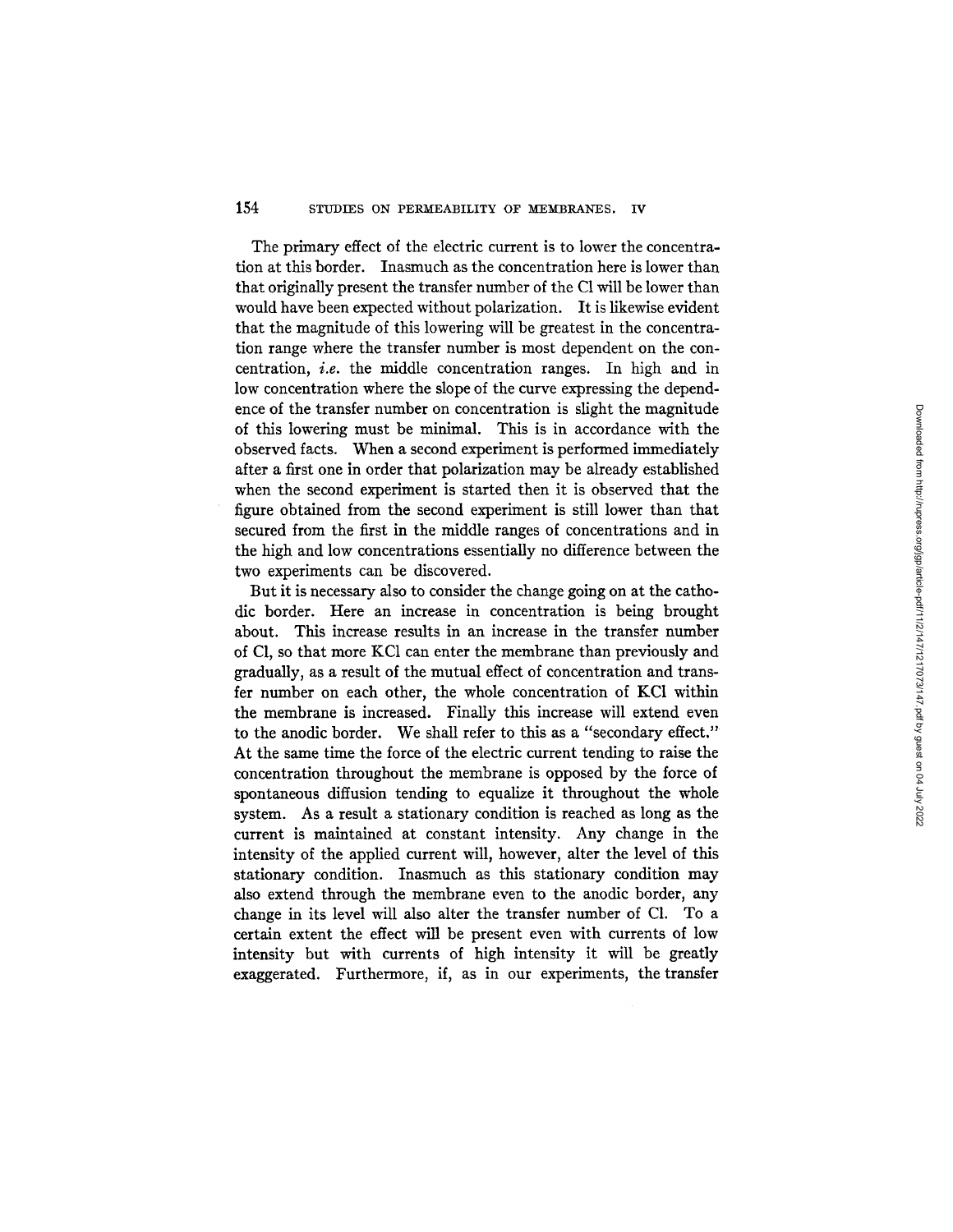The primary effect of the electric current is to lower the concentration at this border. Inasmuch as the concentration here is lower than that originally present the transfer number of the Cl will be lower than would have been expected without polarization. It is likewise evident that the magnitude of this lowering will be greatest in the concentration range where the transfer number is most dependent on the concentration, *i.e.* the middle concentration ranges. In high and in low concentration where the slope of the curve expressing the dependence of the transfer number on concentration is slight the magnitude of this lowering must be minimal. This is in accordance with the observed facts. When a second experiment is performed immediately after a first one in order that polarization may be already established when the second experiment is started then it is observed that the figure obtained from the second experiment is still lower than that secured from the first in the middle ranges of concentrations and in the high and low concentrations essentially no difference between the two experiments can be discovered.

But it is necessary also to consider the change going on at the cathodic border. Here an increase in concentration is being brought about. This increase results in an increase in the transfer number of Cl, so that more KCl can enter the membrane than previously and gradually, as a result of the mutual effect of concentration and transfer number on each other, the whole concentration of KCl within the membrane is increased. Finally this increase will extend even to the anodic border. We shall refer to this as a "secondary effect." At the same time the force of the electric current tending to raise the concentration throughout the membrane is opposed by the force of spontaneous diffusion tending to equalize it throughout the whole system. As a result a stationary condition is reached as long as the current is maintained at constant intensity. Any change in the intensity of the applied current will, however, alter the level of this stationary condition. Inasmuch as this stationary condition may also extend through the membrane even to the anodic border, any change in its level will also alter the transfer number of Cl. To a certain extent the effect will be present even with currents of low intensity but with currents of high intensity it will be greatly exaggerated. Furthermore, if, as in our experiments, the transfer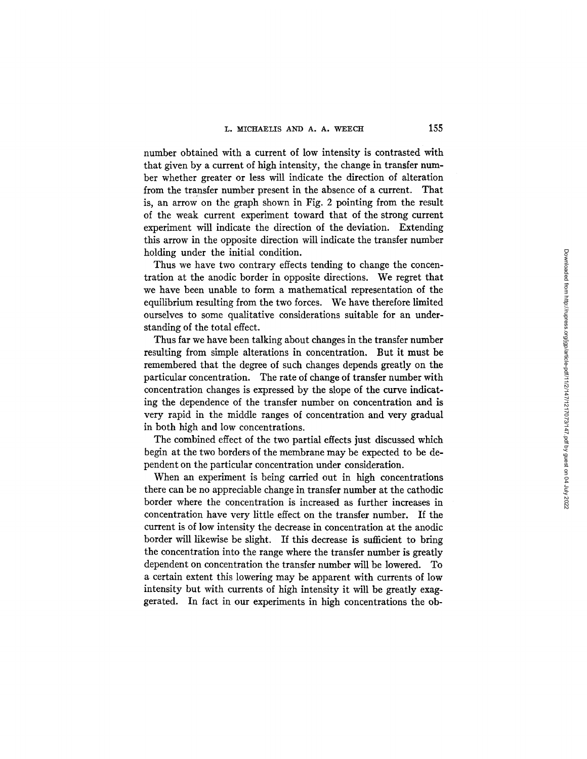number obtained with a current of low intensity is contrasted with that given by a current of high intensity, the change in transfer number whether greater or less will indicate the direction of alteration from the transfer number present in the absence of a current. That is, an arrow on the graph shown in Fig. 2 pointing from the result of the weak current experiment toward that of the strong current experiment will indicate the direction of the deviation. Extending this arrow in the opposite direction will indicate the transfer number holding under the initial condition.

Thus we have two contrary effects tending to change the concentration at the anodic border in opposite directions. We regret that we have been unable to form a mathematical representation of the equilibrium resulting from the two forces. We have therefore limited ourselves to some qualitative considerations suitable for an understanding of the total effect.

Thus far we have been talking about changes in the transfer number resulting from simple alterations in concentration. But it must be remembered that the degree of such changes depends greatly on the particular concentration. The rate of change of transfer number with concentration changes is expressed by the slope of the curve indicating the dependence of the transfer number on concentration and is very rapid in the middle ranges of concentration and very gradual in both high and low concentrations.

The combined effect of the two partial effects just discussed which begin at the two borders of the membrane may be expected to be dependent on the particular concentration under consideration.

When an experiment is being carried out in high concentrations there can be no appreciable change in transfer number at the cathodic border where the concentration is increased as further increases in concentration have very little effect on the transfer number. If the current is of low intensity the decrease in concentration at the anodic border will likewise be slight. If this decrease is sufficient to bring the concentration into the range where the transfer number is greatly dependent on concentration the transfer number will be lowered. To a certain extent this lowering may be apparent with currents of low intensity but with currents of high intensity it will be greatly exaggerated. In fact in our experiments in high concentrations the ob-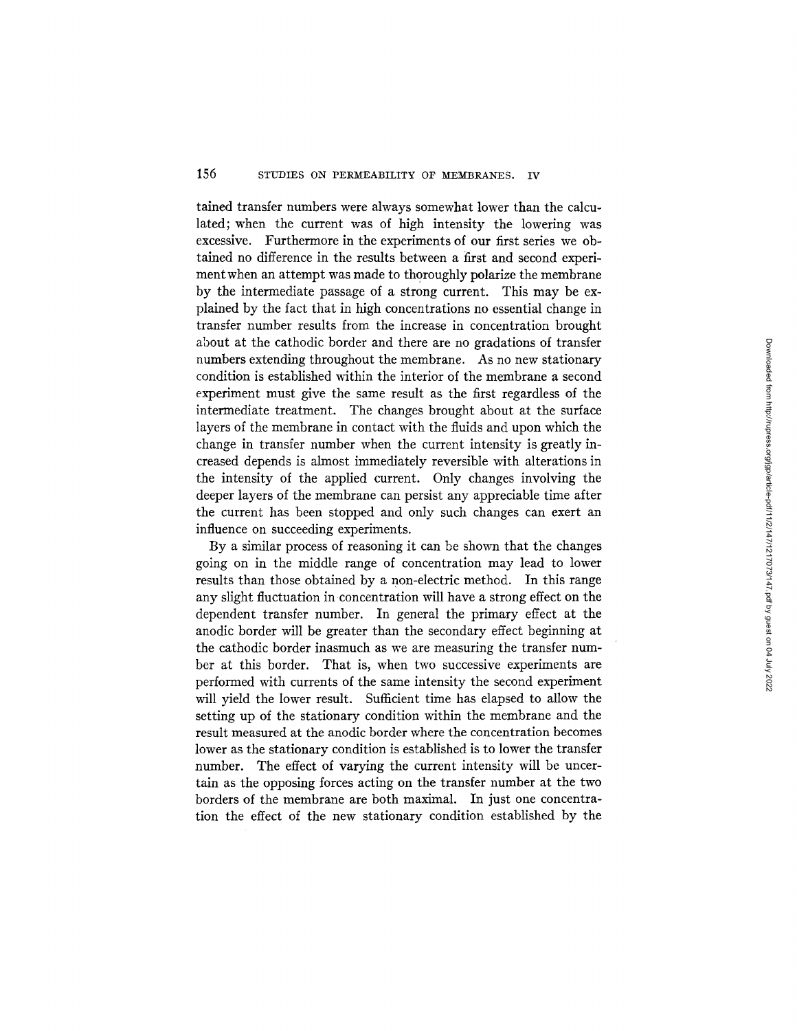tained transfer numbers were always somewhat lower than the calculated; when the current was of high intensity the lowering was excessive. Furthermore in the experiments of our first series we obtained no difference in the results between a first and second experiment when an attempt was made to thoroughly polarize the membrane by the intermediate passage of a strong current. This may be explained by the fact that in high concentrations no essential change in transfer number results from the increase in concentration brought about at the cathodic border and there are no gradations of transfer numbers extending throughout the membrane. As no new stationary condition is established within the interior of the membrane a second experiment must give the same result as the first regardless of the intermediate treatment. The changes brought about at the surface layers of the membrane in contact with the fluids and upon which the change in transfer number when the current intensity is greatly increased depends is almost immediately reversible with alterations in the intensity of the applied current. Only changes involving the deeper layers of the membrane can persist any appreciable time after the current has been stopped and only such changes can exert an influence on succeeding experiments.

By a similar process of reasoning it can be shown that the changes going on in the middle range of concentration may lead to lower results than those obtained by a non-electric method. In this range any slight fluctuation in concentration will have a strong effect on the dependent transfer number. In general the primary effect at the anodic border will be greater than the secondary effect beginning at the cathodic border inasmuch as we are measuring the transfer number at this border. That is, when two successive experiments are performed with currents of the same intensity the second experiment will yield the lower result. Sufficient time has elapsed to allow the setting up of the stationary condition within the membrane and the result measured at the anodic border where the concentration becomes lower as the stationary condition is established is to lower the transfer number. The effect of varying the current intensity will be uncertain as the opposing forces acting on the transfer number at the two borders of the membrane are both maximal. In just one concentration the effect of the new stationary condition established by the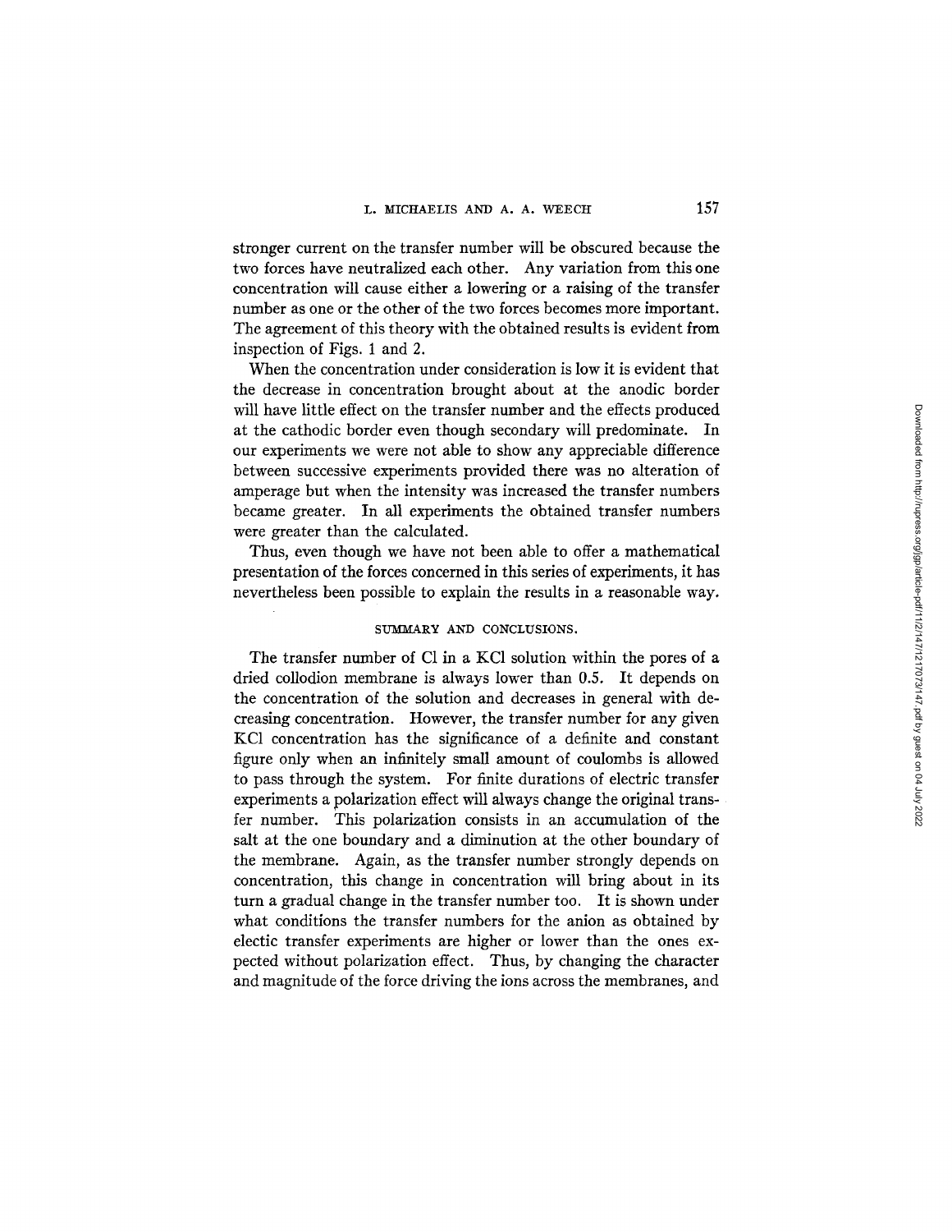stronger current on the transfer number will be obscured because the two forces have neutralized each other. Any variation from this one concentration will cause either a lowering or a raising of the transfer number as one or the other of the two forces becomes more important. The agreement of this theory with the obtained results is evident from inspection of Figs. 1 and 2.

When the concentration under consideration is low it is evident that the decrease in concentration brought about at the anodic border will have little effect on the transfer number and the effects produced at the cathodic border even though secondary will predominate. In our experiments we were not able to show any appreciable difference between successive experiments provided there was no alteration of amperage but when the intensity was increased the transfer numbers became greater. In all experiments the obtained transfer numbers were greater than the calculated.

Thus, even though we have not been able to offer a mathematical presentation of the forces concerned in this series of experiments, it has nevertheless been possible to explain the results in a reasonable way.

## SUMMARY AND CONCLUSIONS.

The transfer number of Cl in a KCl solution within the pores of a dried collodion membrane is always lower than 0.5. It depends on the concentration of the solution and decreases in general with decreasing concentration. However, the transfer number for any given KCl concentration has the significance of a definite and constant figure only when an infinitely small amount of coulombs is allowed to pass through the system. For finite durations of electric transfer experiments a polarization effect will always change the original transfer number. This polarization consists in an accumulation of the salt at the one boundary and a diminution at the other boundary of the membrane. Again, as the transfer number strongly depends on concentration, this change in concentration will bring about in its turn a gradual change in the transfer number too. It is shown under what conditions the transfer numbers for the anion as obtained by electic transfer experiments are higher or lower than the ones expected without polarization effect. Thus, by changing the character and magnitude of the force driving the ions across the membranes, and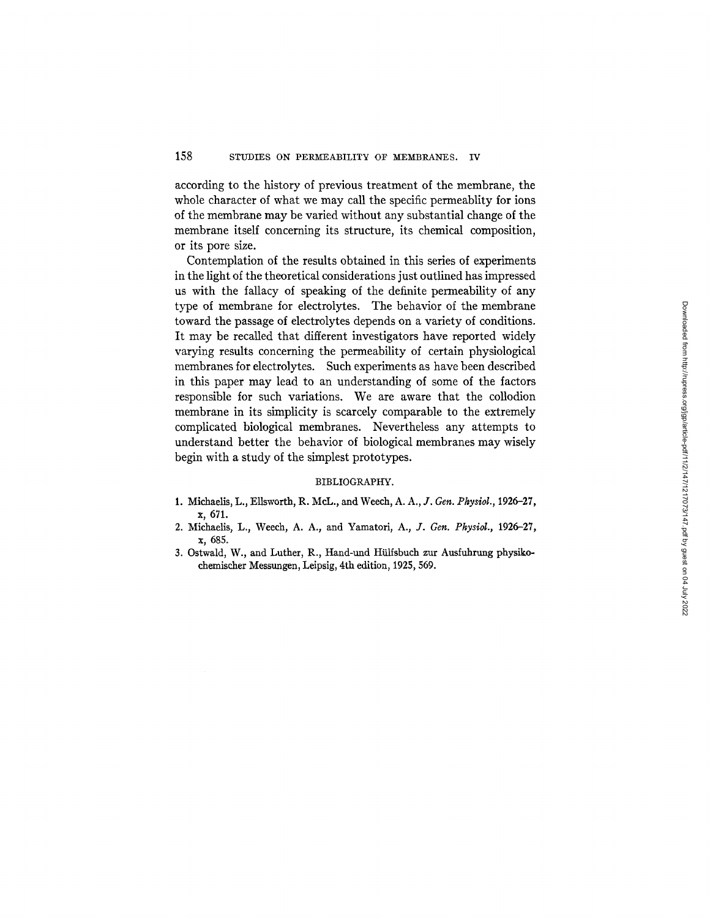according to the history of previous treatment of the membrane, the whole character of what we may call the specific permeablity for ions of the membrane may be varied without any substantial change of the membrane itself concerning its structure, its chemical composition, or its pore size.

Contemplation of the results obtained in this series of experiments in the light of the theoretical considerations just outlined has impressed us with the fallacy of speaking of the definite permeability of any type of membrane for electrolytes. The behavior of the membrane toward the passage of electrolytes depends on a variety of conditions. It may be recalled that different investigators have reported widely varying results concerning the permeability of certain physiological membranes for electrolytes. Such experiments as have been described in this paper may lead to an understanding of some of the factors responsible for such variations. We are aware that the collodion membrane in its simplicity is scarcely comparable to the extremely complicated biological membranes. Nevertheless any attempts to understand better the behavior of biological membranes may wisely begin with a study of the simplest prototypes.

## BIBLIOGRAPHY.

1. Michaelis, L., Ellsworth, R. McL., and Weech, A. A., *J. Gen. Physiol.*, 1926–27, x, 671.
2. Michaelis, L., Weech, A. A., and Yamatori, A., *J. Gen. Physiol.*, 1926–27, x, 685.
3. Ostwald, W., and Luther, R., Hand-und Hülfsbuch zur Ausfuhrung physiko-chemischer Messungen, Leipsig, 4th edition, 1925, 569.